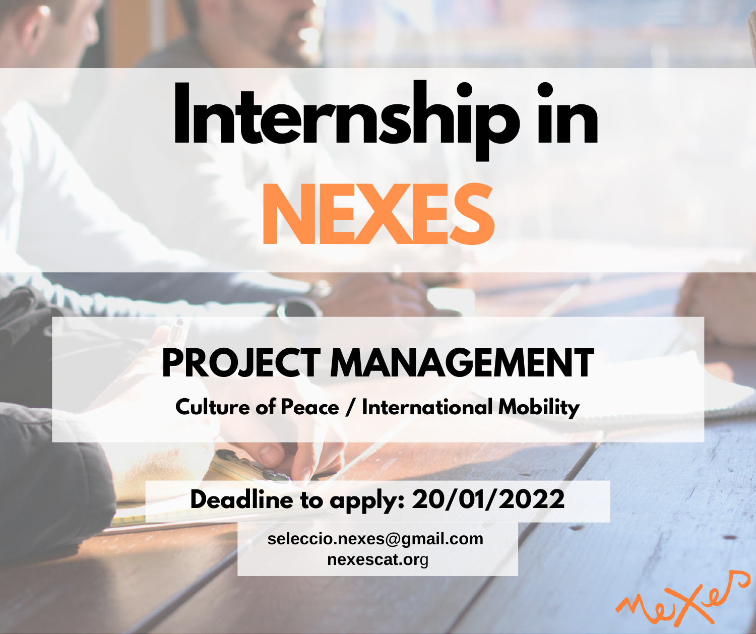# Internship in NEXES

## PROJECT MANAGEMENT

**Culture of Peace / International Mobility**

**Deadline to apply: 20/01/2022**

seleccio.nexes@gmail.com
nexescat.org

nexes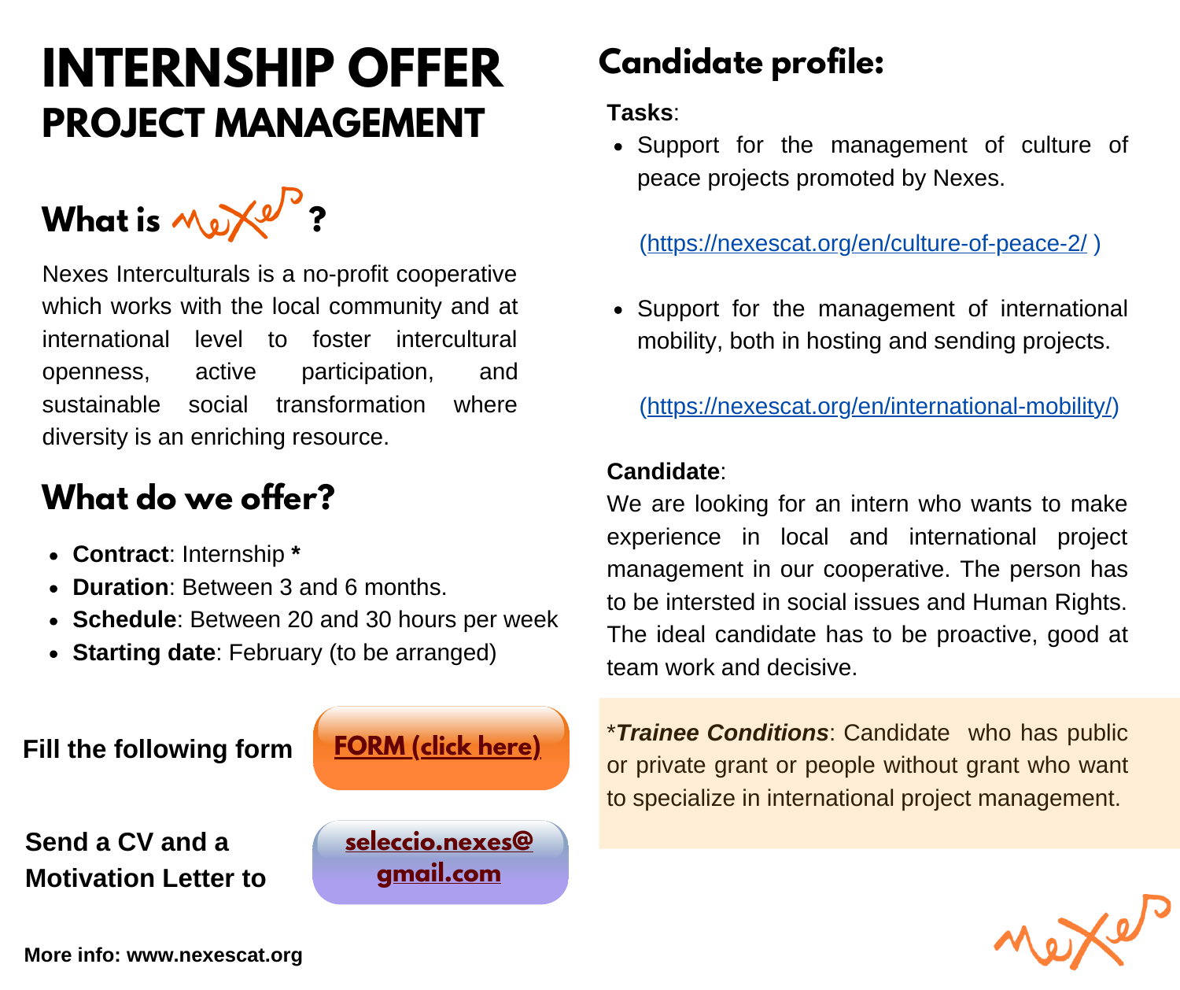# INTERNSHIP OFFER
## PROJECT MANAGEMENT

## What is nexes?

Nexes Interculturals is a no-profit cooperative which works with the local community and at international level to foster intercultural openness, active participation, and sustainable social transformation where diversity is an enriching resource.

## What do we offer?

- **Contract**: Internship *
- **Duration**: Between 3 and 6 months.
- **Schedule**: Between 20 and 30 hours per week
- **Starting date**: February (to be arranged)

**Fill the following form** FORM (click here)

**Send a CV and a Motivation Letter to** seleccio.nexes@gmail.com

**More info: www.nexescat.org**

## Candidate profile:

**Tasks**:

- Support for the management of culture of peace projects promoted by Nexes.

  (https://nexescat.org/en/culture-of-peace-2/ )

- Support for the management of international mobility, both in hosting and sending projects.

  (https://nexescat.org/en/international-mobility/)

**Candidate**:

We are looking for an intern who wants to make experience in local and international project management in our cooperative. The person has to be intersted in social issues and Human Rights. The ideal candidate has to be proactive, good at team work and decisive.

*_**Trainee Conditions**_: Candidate who has public or private grant or people without grant who want to specialize in international project management.